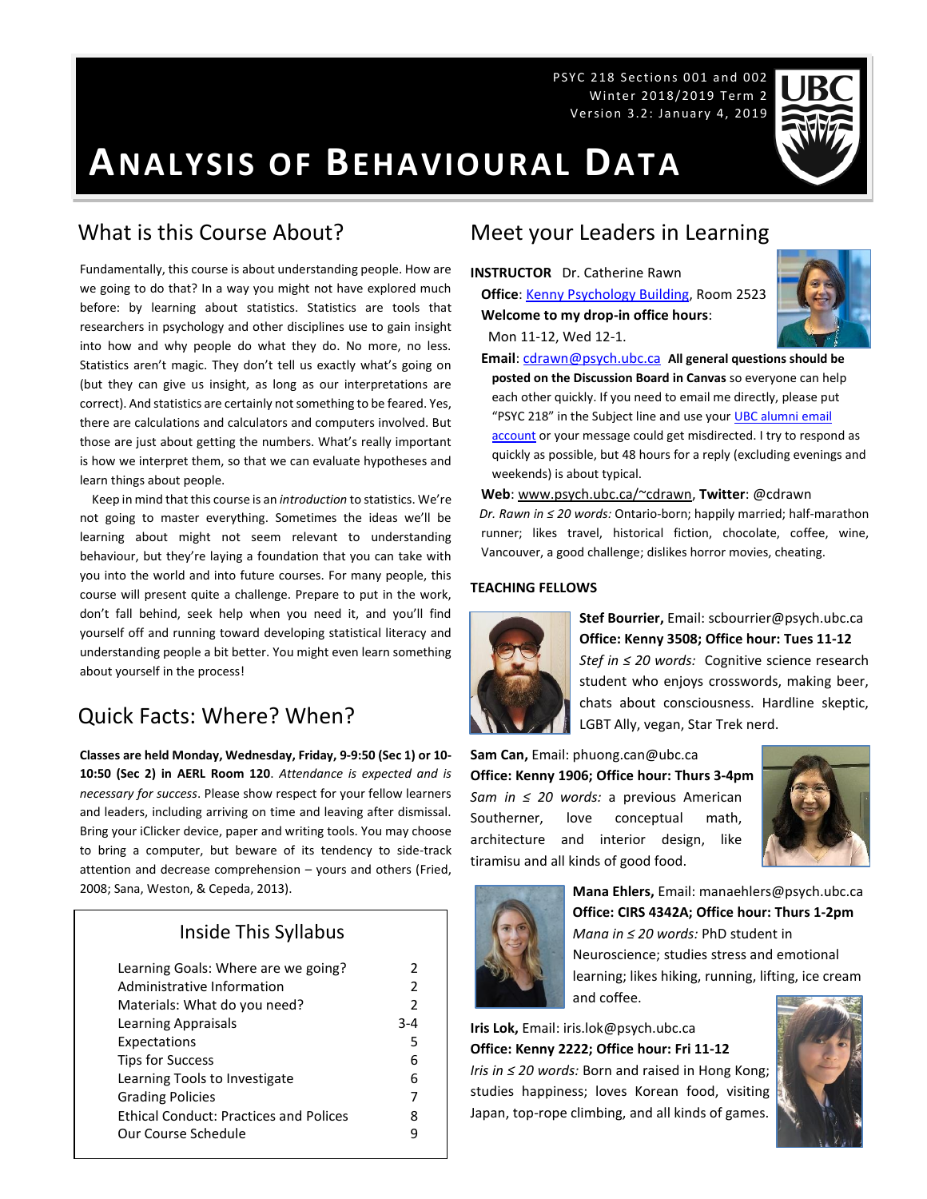PSYC 218 Sections 001 and 002
Winter 2018/2019 Term 2
Version 3.2: January 4, 2019

# ANALYSIS OF BEHAVIOURAL DATA

## What is this Course About?

Fundamentally, this course is about understanding people. How are we going to do that? In a way you might not have explored much before: by learning about statistics. Statistics are tools that researchers in psychology and other disciplines use to gain insight into how and why people do what they do. No more, no less. Statistics aren't magic. They don't tell us exactly what's going on (but they can give us insight, as long as our interpretations are correct). And statistics are certainly not something to be feared. Yes, there are calculations and calculators and computers involved. But those are just about getting the numbers. What's really important is how we interpret them, so that we can evaluate hypotheses and learn things about people.

Keep in mind that this course is an *introduction* to statistics. We're not going to master everything. Sometimes the ideas we'll be learning about might not seem relevant to understanding behaviour, but they're laying a foundation that you can take with you into the world and into future courses. For many people, this course will present quite a challenge. Prepare to put in the work, don't fall behind, seek help when you need it, and you'll find yourself off and running toward developing statistical literacy and understanding people a bit better. You might even learn something about yourself in the process!

## Quick Facts: Where? When?

**Classes are held Monday, Wednesday, Friday, 9-9:50 (Sec 1) or 10-10:50 (Sec 2) in AERL Room 120**. *Attendance is expected and is necessary for success*. Please show respect for your fellow learners and leaders, including arriving on time and leaving after dismissal. Bring your iClicker device, paper and writing tools. You may choose to bring a computer, but beware of its tendency to side-track attention and decrease comprehension – yours and others (Fried, 2008; Sana, Weston, & Cepeda, 2013).

### Inside This Syllabus

| | |
|---|---|
| Learning Goals: Where are we going? | 2 |
| Administrative Information | 2 |
| Materials: What do you need? | 2 |
| Learning Appraisals | 3-4 |
| Expectations | 5 |
| Tips for Success | 6 |
| Learning Tools to Investigate | 6 |
| Grading Policies | 7 |
| Ethical Conduct: Practices and Polices | 8 |
| Our Course Schedule | 9 |

## Meet your Leaders in Learning

**INSTRUCTOR** Dr. Catherine Rawn

**Office**: Kenny Psychology Building, Room 2523

**Welcome to my drop-in office hours**:
Mon 11-12, Wed 12-1.

**Email**: cdrawn@psych.ubc.ca **All general questions should be posted on the Discussion Board in Canvas** so everyone can help each other quickly. If you need to email me directly, please put "PSYC 218" in the Subject line and use your UBC alumni email account or your message could get misdirected. I try to respond as quickly as possible, but 48 hours for a reply (excluding evenings and weekends) is about typical.

**Web**: www.psych.ubc.ca/~cdrawn, **Twitter**: @cdrawn

*Dr. Rawn in ≤ 20 words:* Ontario-born; happily married; half-marathon runner; likes travel, historical fiction, chocolate, coffee, wine, Vancouver, a good challenge; dislikes horror movies, cheating.

**TEACHING FELLOWS**

**Stef Bourrier,** Email: scbourrier@psych.ubc.ca
**Office: Kenny 3508; Office hour: Tues 11-12**
*Stef in ≤ 20 words:* Cognitive science research student who enjoys crosswords, making beer, chats about consciousness. Hardline skeptic, LGBT Ally, vegan, Star Trek nerd.

**Sam Can,** Email: phuong.can@ubc.ca
**Office: Kenny 1906; Office hour: Thurs 3-4pm**
*Sam in ≤ 20 words:* a previous American Southerner, love conceptual math, architecture and interior design, like tiramisu and all kinds of good food.

**Mana Ehlers,** Email: manaehlers@psych.ubc.ca
**Office: CIRS 4342A; Office hour: Thurs 1-2pm**
*Mana in ≤ 20 words:* PhD student in Neuroscience; studies stress and emotional learning; likes hiking, running, lifting, ice cream and coffee.

**Iris Lok,** Email: iris.lok@psych.ubc.ca
**Office: Kenny 2222; Office hour: Fri 11-12**
*Iris in ≤ 20 words:* Born and raised in Hong Kong; studies happiness; loves Korean food, visiting Japan, top-rope climbing, and all kinds of games.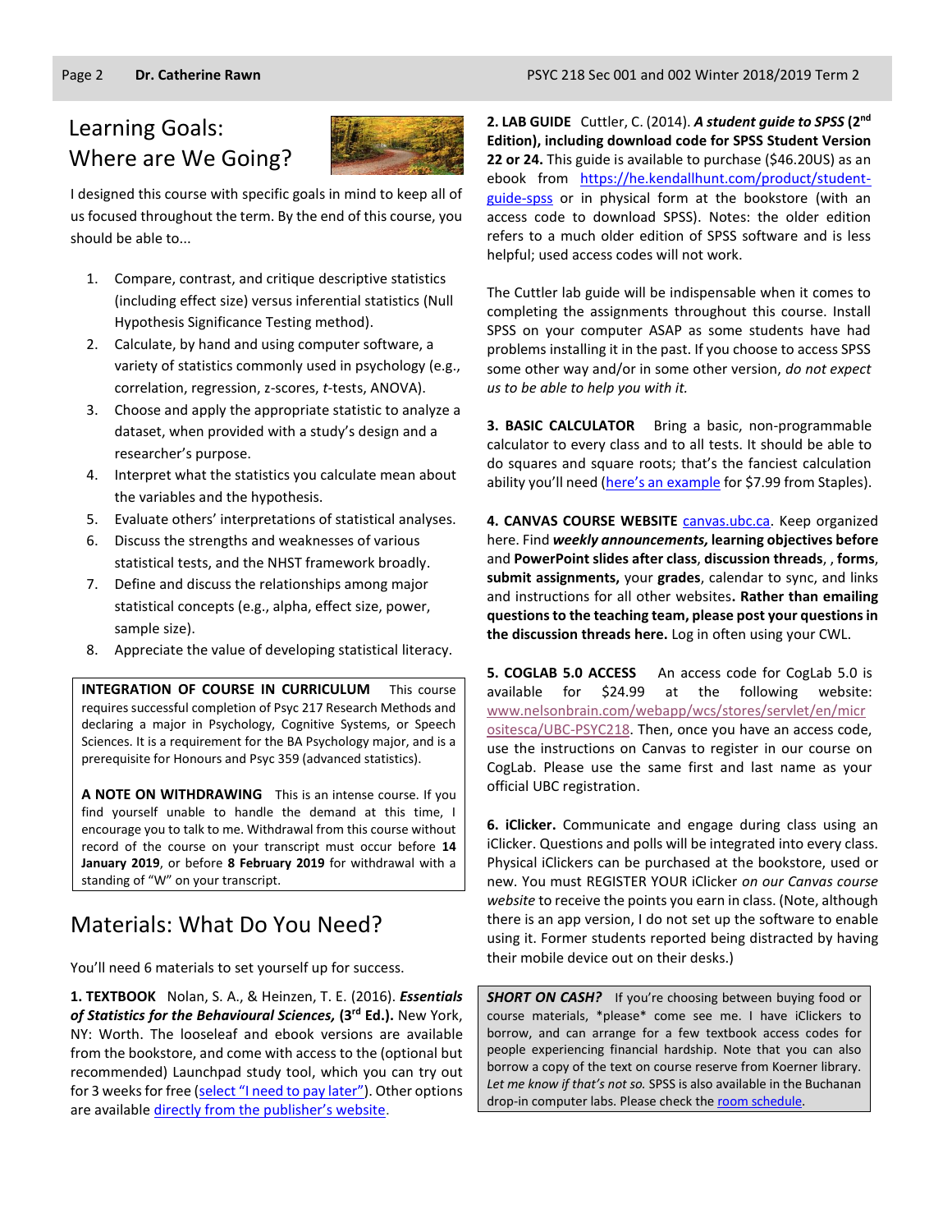# Learning Goals: Where are We Going?

I designed this course with specific goals in mind to keep all of us focused throughout the term. By the end of this course, you should be able to...

1. Compare, contrast, and critique descriptive statistics (including effect size) versus inferential statistics (Null Hypothesis Significance Testing method).
2. Calculate, by hand and using computer software, a variety of statistics commonly used in psychology (e.g., correlation, regression, z-scores, *t*-tests, ANOVA).
3. Choose and apply the appropriate statistic to analyze a dataset, when provided with a study's design and a researcher's purpose.
4. Interpret what the statistics you calculate mean about the variables and the hypothesis.
5. Evaluate others' interpretations of statistical analyses.
6. Discuss the strengths and weaknesses of various statistical tests, and the NHST framework broadly.
7. Define and discuss the relationships among major statistical concepts (e.g., alpha, effect size, power, sample size).
8. Appreciate the value of developing statistical literacy.

**INTEGRATION OF COURSE IN CURRICULUM** This course requires successful completion of Psyc 217 Research Methods and declaring a major in Psychology, Cognitive Systems, or Speech Sciences. It is a requirement for the BA Psychology major, and is a prerequisite for Honours and Psyc 359 (advanced statistics).

**A NOTE ON WITHDRAWING** This is an intense course. If you find yourself unable to handle the demand at this time, I encourage you to talk to me. Withdrawal from this course without record of the course on your transcript must occur before **14 January 2019**, or before **8 February 2019** for withdrawal with a standing of "W" on your transcript.

# Materials: What Do You Need?

You'll need 6 materials to set yourself up for success.

**1. TEXTBOOK** Nolan, S. A., & Heinzen, T. E. (2016). ***Essentials of Statistics for the Behavioural Sciences,*** **(3rd Ed.).** New York, NY: Worth. The looseleaf and ebook versions are available from the bookstore, and come with access to the (optional but recommended) Launchpad study tool, which you can try out for 3 weeks for free (select "I need to pay later"). Other options are available directly from the publisher's website.

**2. LAB GUIDE** Cuttler, C. (2014). ***A student guide to SPSS*** **(2nd Edition), including download code for SPSS Student Version 22 or 24.** This guide is available to purchase ($46.20US) as an ebook from https://he.kendallhunt.com/product/student-guide-spss or in physical form at the bookstore (with an access code to download SPSS). Notes: the older edition refers to a much older edition of SPSS software and is less helpful; used access codes will not work.

The Cuttler lab guide will be indispensable when it comes to completing the assignments throughout this course. Install SPSS on your computer ASAP as some students have had problems installing it in the past. If you choose to access SPSS some other way and/or in some other version, *do not expect us to be able to help you with it.*

**3. BASIC CALCULATOR** Bring a basic, non-programmable calculator to every class and to all tests. It should be able to do squares and square roots; that's the fanciest calculation ability you'll need (here's an example for $7.99 from Staples).

**4. CANVAS COURSE WEBSITE** canvas.ubc.ca. Keep organized here. Find ***weekly announcements,*** **learning objectives before** and **PowerPoint slides after class**, **discussion threads**, , **forms**, **submit assignments,** your **grades**, calendar to sync, and links and instructions for all other websites**. Rather than emailing questions to the teaching team, please post your questions in the discussion threads here.** Log in often using your CWL.

**5. COGLAB 5.0 ACCESS** An access code for CogLab 5.0 is available for $24.99 at the following website: www.nelsonbrain.com/webapp/wcs/stores/servlet/en/micrositesca/UBC-PSYC218. Then, once you have an access code, use the instructions on Canvas to register in our course on CogLab. Please use the same first and last name as your official UBC registration.

**6. iClicker.** Communicate and engage during class using an iClicker. Questions and polls will be integrated into every class. Physical iClickers can be purchased at the bookstore, used or new. You must REGISTER YOUR iClicker *on our Canvas course website* to receive the points you earn in class. (Note, although there is an app version, I do not set up the software to enable using it. Former students reported being distracted by having their mobile device out on their desks.)

***SHORT ON CASH?*** If you're choosing between buying food or course materials, \*please\* come see me. I have iClickers to borrow, and can arrange for a few textbook access codes for people experiencing financial hardship. Note that you can also borrow a copy of the text on course reserve from Koerner library. *Let me know if that's not so.* SPSS is also available in the Buchanan drop-in computer labs. Please check the room schedule.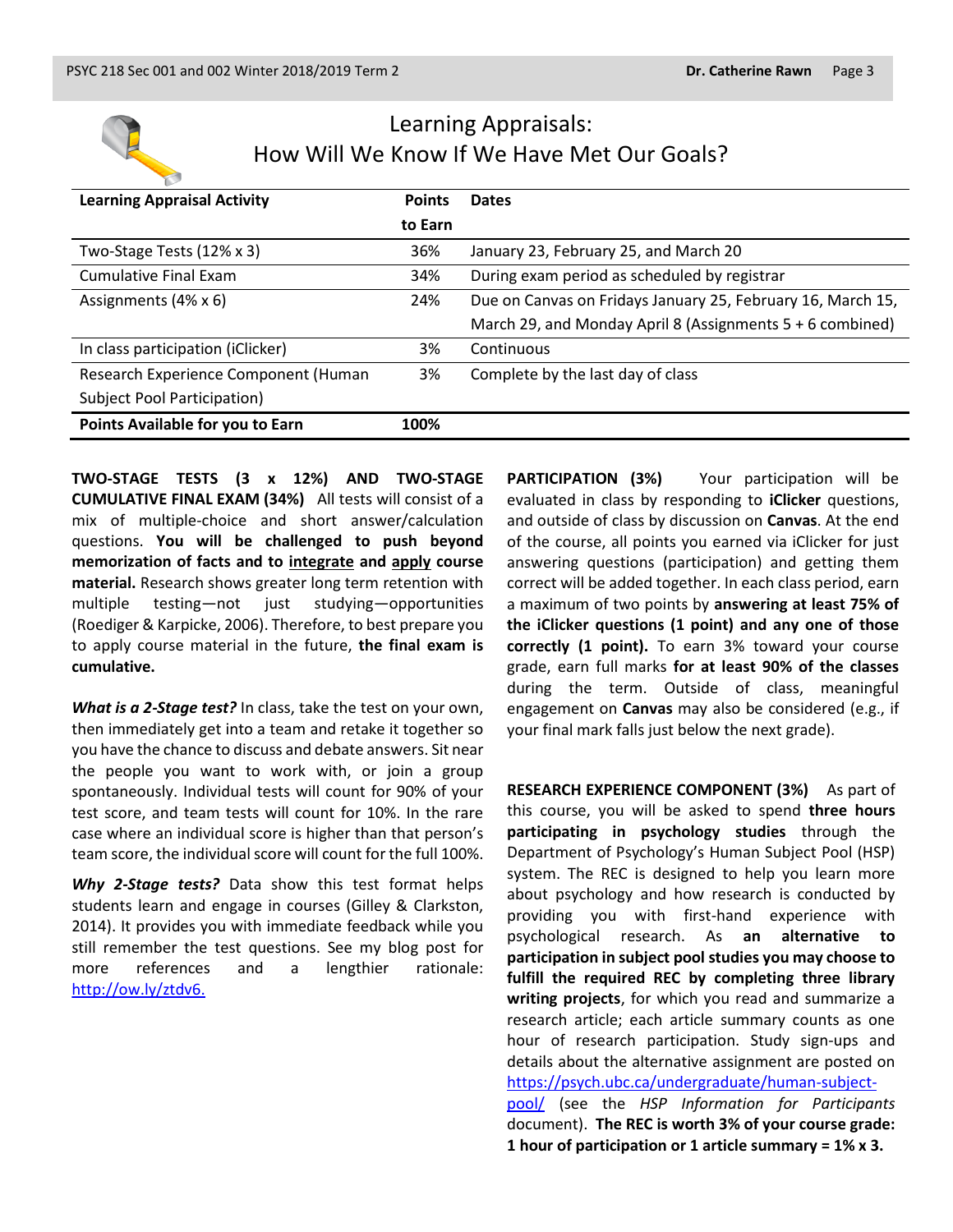## Learning Appraisals: How Will We Know If We Have Met Our Goals?

| Learning Appraisal Activity | Points to Earn | Dates |
|---|---|---|
| Two-Stage Tests (12% x 3) | 36% | January 23, February 25, and March 20 |
| Cumulative Final Exam | 34% | During exam period as scheduled by registrar |
| Assignments (4% x 6) | 24% | Due on Canvas on Fridays January 25, February 16, March 15, March 29, and Monday April 8 (Assignments 5 + 6 combined) |
| In class participation (iClicker) | 3% | Continuous |
| Research Experience Component (Human Subject Pool Participation) | 3% | Complete by the last day of class |
| **Points Available for you to Earn** | **100%** | |

**TWO-STAGE TESTS (3 x 12%) AND TWO-STAGE CUMULATIVE FINAL EXAM (34%)** All tests will consist of a mix of multiple-choice and short answer/calculation questions. **You will be challenged to push beyond memorization of facts and to <u>integrate</u> and <u>apply</u> course material.** Research shows greater long term retention with multiple testing—not just studying—opportunities (Roediger & Karpicke, 2006). Therefore, to best prepare you to apply course material in the future, **the final exam is cumulative.**

***What is a 2-Stage test?*** In class, take the test on your own, then immediately get into a team and retake it together so you have the chance to discuss and debate answers. Sit near the people you want to work with, or join a group spontaneously. Individual tests will count for 90% of your test score, and team tests will count for 10%. In the rare case where an individual score is higher than that person's team score, the individual score will count for the full 100%.

***Why 2-Stage tests?*** Data show this test format helps students learn and engage in courses (Gilley & Clarkston, 2014). It provides you with immediate feedback while you still remember the test questions. See my blog post for more references and a lengthier rationale: http://ow.ly/ztdv6.

**PARTICIPATION (3%)** Your participation will be evaluated in class by responding to **iClicker** questions, and outside of class by discussion on **Canvas**. At the end of the course, all points you earned via iClicker for just answering questions (participation) and getting them correct will be added together. In each class period, earn a maximum of two points by **answering at least 75% of the iClicker questions (1 point) and any one of those correctly (1 point).** To earn 3% toward your course grade, earn full marks **for at least 90% of the classes** during the term. Outside of class, meaningful engagement on **Canvas** may also be considered (e.g., if your final mark falls just below the next grade).

**RESEARCH EXPERIENCE COMPONENT (3%)** As part of this course, you will be asked to spend **three hours participating in psychology studies** through the Department of Psychology's Human Subject Pool (HSP) system. The REC is designed to help you learn more about psychology and how research is conducted by providing you with first-hand experience with psychological research. As **an alternative to participation in subject pool studies you may choose to fulfill the required REC by completing three library writing projects**, for which you read and summarize a research article; each article summary counts as one hour of research participation. Study sign-ups and details about the alternative assignment are posted on https://psych.ubc.ca/undergraduate/human-subject-pool/ (see the *HSP Information for Participants* document). **The REC is worth 3% of your course grade: 1 hour of participation or 1 article summary = 1% x 3.**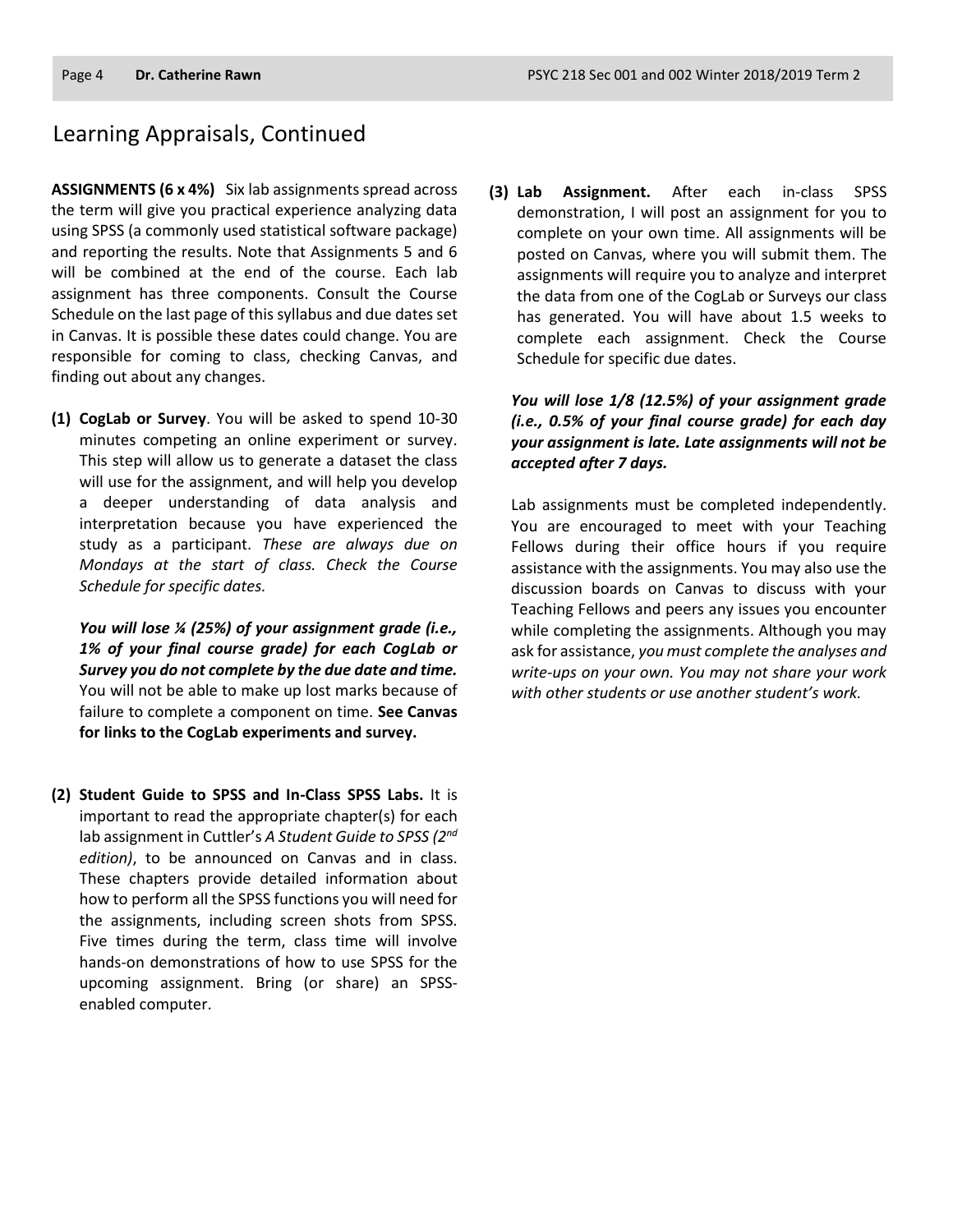# Learning Appraisals, Continued

**ASSIGNMENTS (6 x 4%)** Six lab assignments spread across the term will give you practical experience analyzing data using SPSS (a commonly used statistical software package) and reporting the results. Note that Assignments 5 and 6 will be combined at the end of the course. Each lab assignment has three components. Consult the Course Schedule on the last page of this syllabus and due dates set in Canvas. It is possible these dates could change. You are responsible for coming to class, checking Canvas, and finding out about any changes.

**(1) CogLab or Survey**. You will be asked to spend 10-30 minutes competing an online experiment or survey. This step will allow us to generate a dataset the class will use for the assignment, and will help you develop a deeper understanding of data analysis and interpretation because you have experienced the study as a participant. *These are always due on Mondays at the start of class. Check the Course Schedule for specific dates.*

***You will lose ¼ (25%) of your assignment grade (i.e., 1% of your final course grade) for each CogLab or Survey you do not complete by the due date and time.*** You will not be able to make up lost marks because of failure to complete a component on time. **See Canvas for links to the CogLab experiments and survey.**

**(2) Student Guide to SPSS and In-Class SPSS Labs.** It is important to read the appropriate chapter(s) for each lab assignment in Cuttler's *A Student Guide to SPSS (2nd edition)*, to be announced on Canvas and in class. These chapters provide detailed information about how to perform all the SPSS functions you will need for the assignments, including screen shots from SPSS. Five times during the term, class time will involve hands-on demonstrations of how to use SPSS for the upcoming assignment. Bring (or share) an SPSS-enabled computer.

**(3) Lab Assignment.** After each in-class SPSS demonstration, I will post an assignment for you to complete on your own time. All assignments will be posted on Canvas, where you will submit them. The assignments will require you to analyze and interpret the data from one of the CogLab or Surveys our class has generated. You will have about 1.5 weeks to complete each assignment. Check the Course Schedule for specific due dates.

***You will lose 1/8 (12.5%) of your assignment grade (i.e., 0.5% of your final course grade) for each day your assignment is late. Late assignments will not be accepted after 7 days.***

Lab assignments must be completed independently. You are encouraged to meet with your Teaching Fellows during their office hours if you require assistance with the assignments. You may also use the discussion boards on Canvas to discuss with your Teaching Fellows and peers any issues you encounter while completing the assignments. Although you may ask for assistance, *you must complete the analyses and write-ups on your own. You may not share your work with other students or use another student's work.*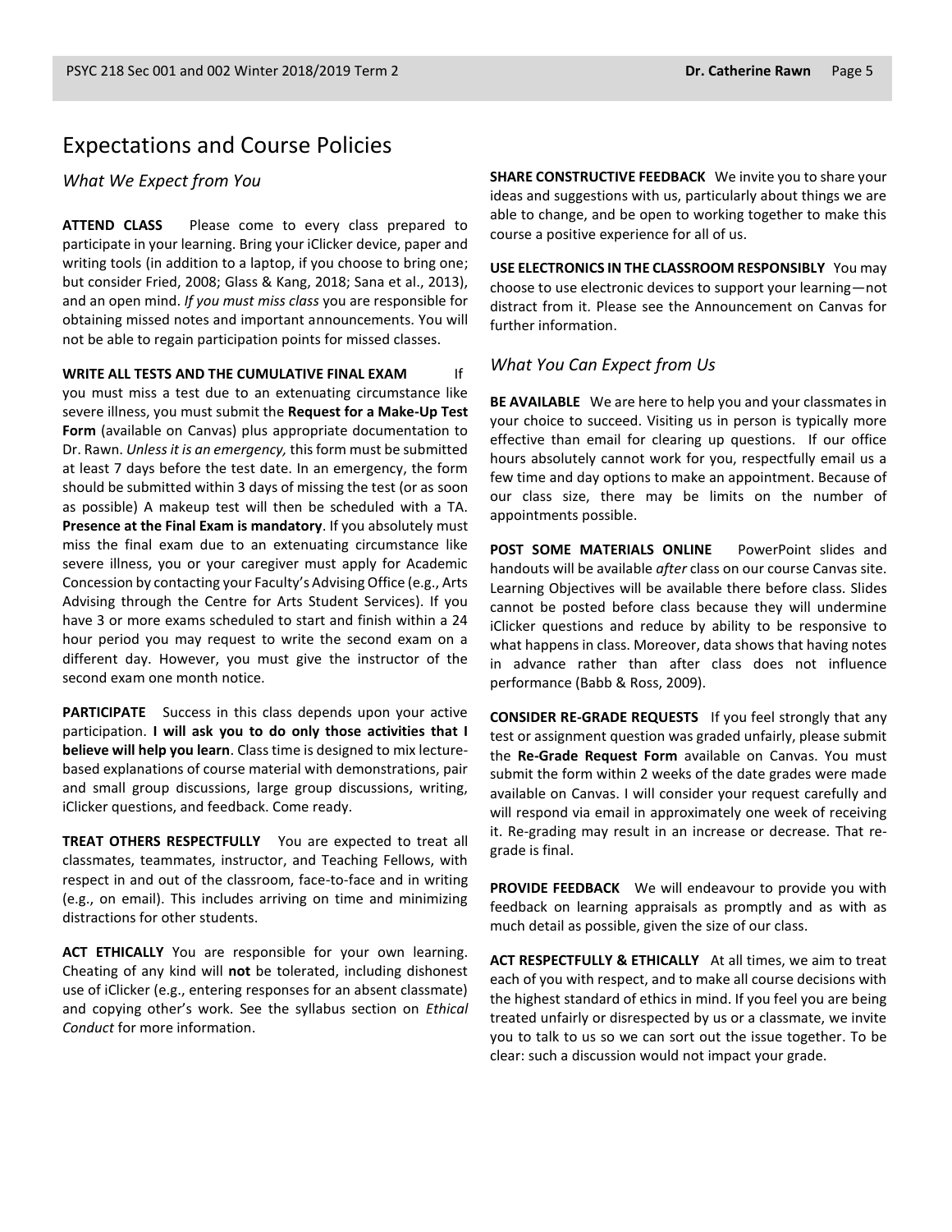# Expectations and Course Policies

## *What We Expect from You*

**ATTEND CLASS** Please come to every class prepared to participate in your learning. Bring your iClicker device, paper and writing tools (in addition to a laptop, if you choose to bring one; but consider Fried, 2008; Glass & Kang, 2018; Sana et al., 2013), and an open mind. *If you must miss class* you are responsible for obtaining missed notes and important announcements. You will not be able to regain participation points for missed classes.

**WRITE ALL TESTS AND THE CUMULATIVE FINAL EXAM** If you must miss a test due to an extenuating circumstance like severe illness, you must submit the **Request for a Make-Up Test Form** (available on Canvas) plus appropriate documentation to Dr. Rawn. *Unless it is an emergency,* this form must be submitted at least 7 days before the test date. In an emergency, the form should be submitted within 3 days of missing the test (or as soon as possible) A makeup test will then be scheduled with a TA. **Presence at the Final Exam is mandatory**. If you absolutely must miss the final exam due to an extenuating circumstance like severe illness, you or your caregiver must apply for Academic Concession by contacting your Faculty's Advising Office (e.g., Arts Advising through the Centre for Arts Student Services). If you have 3 or more exams scheduled to start and finish within a 24 hour period you may request to write the second exam on a different day. However, you must give the instructor of the second exam one month notice.

**PARTICIPATE** Success in this class depends upon your active participation. **I will ask you to do only those activities that I believe will help you learn**. Class time is designed to mix lecture-based explanations of course material with demonstrations, pair and small group discussions, large group discussions, writing, iClicker questions, and feedback. Come ready.

**TREAT OTHERS RESPECTFULLY** You are expected to treat all classmates, teammates, instructor, and Teaching Fellows, with respect in and out of the classroom, face-to-face and in writing (e.g., on email). This includes arriving on time and minimizing distractions for other students.

**ACT ETHICALLY** You are responsible for your own learning. Cheating of any kind will **not** be tolerated, including dishonest use of iClicker (e.g., entering responses for an absent classmate) and copying other's work. See the syllabus section on *Ethical Conduct* for more information.

**SHARE CONSTRUCTIVE FEEDBACK** We invite you to share your ideas and suggestions with us, particularly about things we are able to change, and be open to working together to make this course a positive experience for all of us.

**USE ELECTRONICS IN THE CLASSROOM RESPONSIBLY** You may choose to use electronic devices to support your learning—not distract from it. Please see the Announcement on Canvas for further information.

## *What You Can Expect from Us*

**BE AVAILABLE** We are here to help you and your classmates in your choice to succeed. Visiting us in person is typically more effective than email for clearing up questions. If our office hours absolutely cannot work for you, respectfully email us a few time and day options to make an appointment. Because of our class size, there may be limits on the number of appointments possible.

**POST SOME MATERIALS ONLINE** PowerPoint slides and handouts will be available *after* class on our course Canvas site. Learning Objectives will be available there before class. Slides cannot be posted before class because they will undermine iClicker questions and reduce by ability to be responsive to what happens in class. Moreover, data shows that having notes in advance rather than after class does not influence performance (Babb & Ross, 2009).

**CONSIDER RE-GRADE REQUESTS** If you feel strongly that any test or assignment question was graded unfairly, please submit the **Re-Grade Request Form** available on Canvas. You must submit the form within 2 weeks of the date grades were made available on Canvas. I will consider your request carefully and will respond via email in approximately one week of receiving it. Re-grading may result in an increase or decrease. That re-grade is final.

**PROVIDE FEEDBACK** We will endeavour to provide you with feedback on learning appraisals as promptly and as with as much detail as possible, given the size of our class.

**ACT RESPECTFULLY & ETHICALLY** At all times, we aim to treat each of you with respect, and to make all course decisions with the highest standard of ethics in mind. If you feel you are being treated unfairly or disrespected by us or a classmate, we invite you to talk to us so we can sort out the issue together. To be clear: such a discussion would not impact your grade.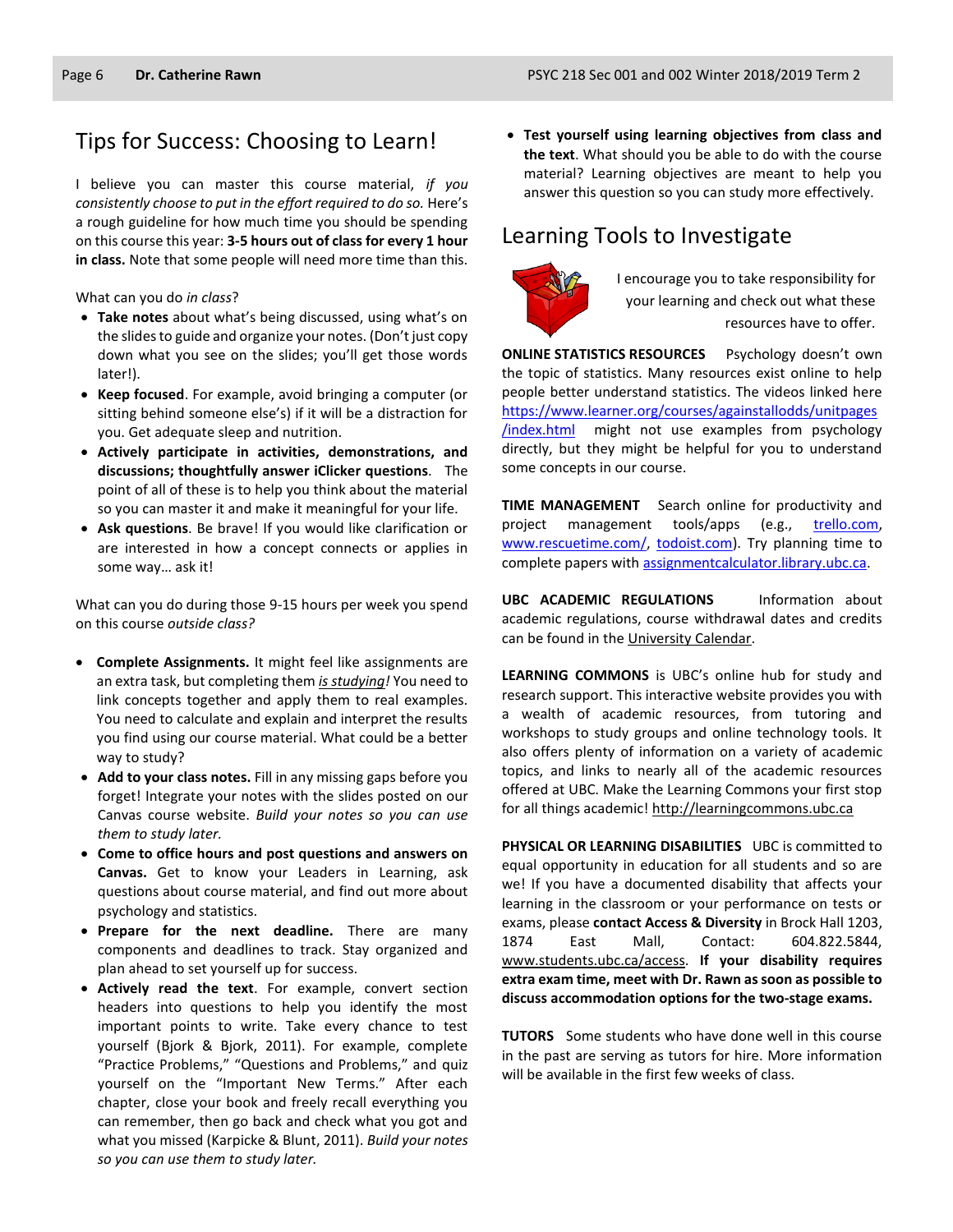## Tips for Success: Choosing to Learn!

I believe you can master this course material, *if you consistently choose to put in the effort required to do so.* Here's a rough guideline for how much time you should be spending on this course this year: **3-5 hours out of class for every 1 hour in class.** Note that some people will need more time than this.

What can you do *in class*?

- **Take notes** about what's being discussed, using what's on the slides to guide and organize your notes. (Don't just copy down what you see on the slides; you'll get those words later!).
- **Keep focused**. For example, avoid bringing a computer (or sitting behind someone else's) if it will be a distraction for you. Get adequate sleep and nutrition.
- **Actively participate in activities, demonstrations, and discussions; thoughtfully answer iClicker questions**. The point of all of these is to help you think about the material so you can master it and make it meaningful for your life.
- **Ask questions**. Be brave! If you would like clarification or are interested in how a concept connects or applies in some way… ask it!

What can you do during those 9-15 hours per week you spend on this course *outside class?*

- **Complete Assignments.** It might feel like assignments are an extra task, but completing them ***is studying!*** You need to link concepts together and apply them to real examples. You need to calculate and explain and interpret the results you find using our course material. What could be a better way to study?
- **Add to your class notes.** Fill in any missing gaps before you forget! Integrate your notes with the slides posted on our Canvas course website. *Build your notes so you can use them to study later.*
- **Come to office hours and post questions and answers on Canvas.** Get to know your Leaders in Learning, ask questions about course material, and find out more about psychology and statistics.
- **Prepare for the next deadline.** There are many components and deadlines to track. Stay organized and plan ahead to set yourself up for success.
- **Actively read the text**. For example, convert section headers into questions to help you identify the most important points to write. Take every chance to test yourself (Bjork & Bjork, 2011). For example, complete "Practice Problems," "Questions and Problems," and quiz yourself on the "Important New Terms." After each chapter, close your book and freely recall everything you can remember, then go back and check what you got and what you missed (Karpicke & Blunt, 2011). *Build your notes so you can use them to study later.*
- **Test yourself using learning objectives from class and the text**. What should you be able to do with the course material? Learning objectives are meant to help you answer this question so you can study more effectively.

## Learning Tools to Investigate

I encourage you to take responsibility for your learning and check out what these resources have to offer.

**ONLINE STATISTICS RESOURCES** Psychology doesn't own the topic of statistics. Many resources exist online to help people better understand statistics. The videos linked here https://www.learner.org/courses/againstallodds/unitpages/index.html might not use examples from psychology directly, but they might be helpful for you to understand some concepts in our course.

**TIME MANAGEMENT** Search online for productivity and project management tools/apps (e.g., trello.com, www.rescuetime.com/, todoist.com). Try planning time to complete papers with assignmentcalculator.library.ubc.ca.

**UBC ACADEMIC REGULATIONS** Information about academic regulations, course withdrawal dates and credits can be found in the University Calendar.

**LEARNING COMMONS** is UBC's online hub for study and research support. This interactive website provides you with a wealth of academic resources, from tutoring and workshops to study groups and online technology tools. It also offers plenty of information on a variety of academic topics, and links to nearly all of the academic resources offered at UBC. Make the Learning Commons your first stop for all things academic! http://learningcommons.ubc.ca

**PHYSICAL OR LEARNING DISABILITIES** UBC is committed to equal opportunity in education for all students and so are we! If you have a documented disability that affects your learning in the classroom or your performance on tests or exams, please **contact Access & Diversity** in Brock Hall 1203, 1874 East Mall, Contact: 604.822.5844, www.students.ubc.ca/access. **If your disability requires extra exam time, meet with Dr. Rawn as soon as possible to discuss accommodation options for the two-stage exams.**

**TUTORS** Some students who have done well in this course in the past are serving as tutors for hire. More information will be available in the first few weeks of class.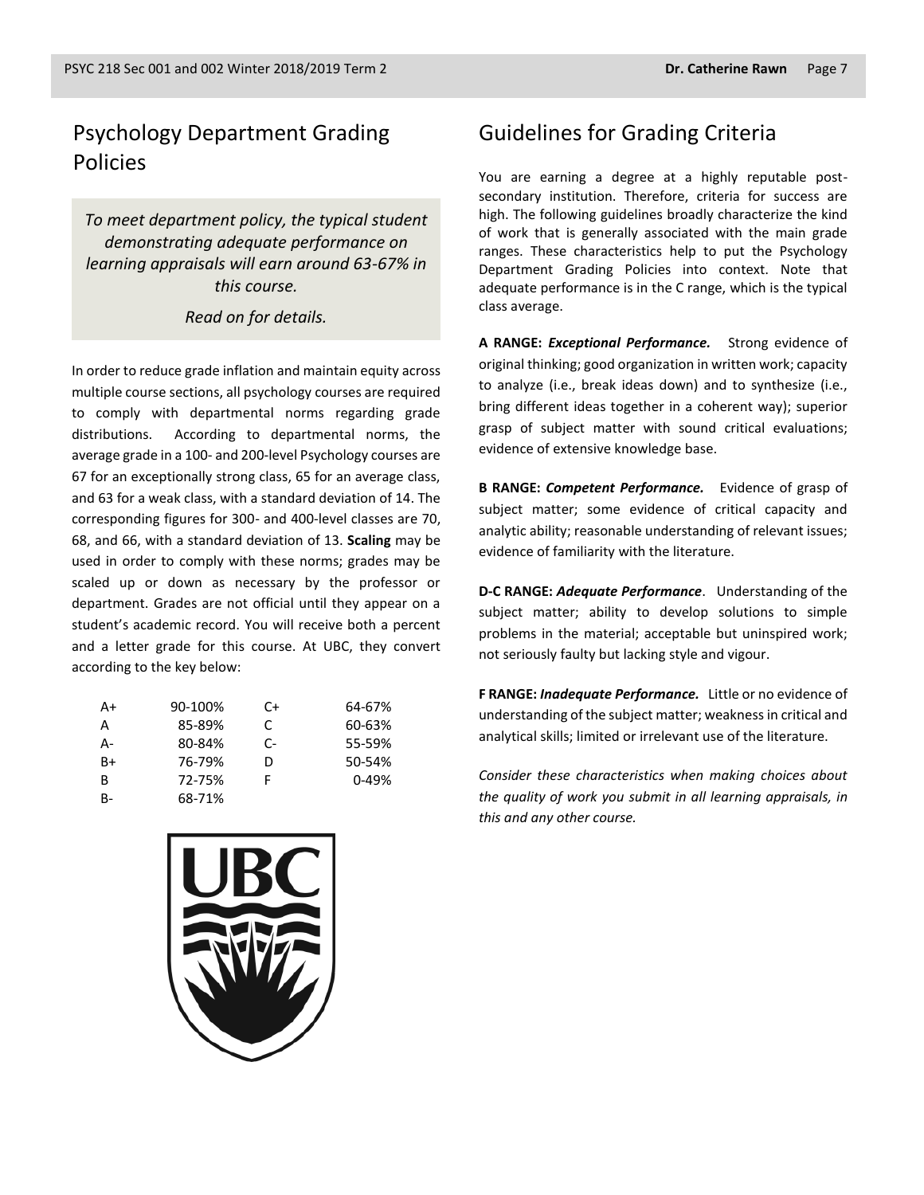## Psychology Department Grading Policies

*To meet department policy, the typical student demonstrating adequate performance on learning appraisals will earn around 63-67% in this course.*

*Read on for details.*

In order to reduce grade inflation and maintain equity across multiple course sections, all psychology courses are required to comply with departmental norms regarding grade distributions. According to departmental norms, the average grade in a 100- and 200-level Psychology courses are 67 for an exceptionally strong class, 65 for an average class, and 63 for a weak class, with a standard deviation of 14. The corresponding figures for 300- and 400-level classes are 70, 68, and 66, with a standard deviation of 13. **Scaling** may be used in order to comply with these norms; grades may be scaled up or down as necessary by the professor or department. Grades are not official until they appear on a student's academic record. You will receive both a percent and a letter grade for this course. At UBC, they convert according to the key below:

| | | | |
|---|---|---|---|
| A+ | 90-100% | C+ | 64-67% |
| A | 85-89% | C | 60-63% |
| A- | 80-84% | C- | 55-59% |
| B+ | 76-79% | D | 50-54% |
| B | 72-75% | F | 0-49% |
| B- | 68-71% | | |

## Guidelines for Grading Criteria

You are earning a degree at a highly reputable post-secondary institution. Therefore, criteria for success are high. The following guidelines broadly characterize the kind of work that is generally associated with the main grade ranges. These characteristics help to put the Psychology Department Grading Policies into context. Note that adequate performance is in the C range, which is the typical class average.

**A RANGE:** ***Exceptional Performance.*** Strong evidence of original thinking; good organization in written work; capacity to analyze (i.e., break ideas down) and to synthesize (i.e., bring different ideas together in a coherent way); superior grasp of subject matter with sound critical evaluations; evidence of extensive knowledge base.

**B RANGE:** ***Competent Performance.*** Evidence of grasp of subject matter; some evidence of critical capacity and analytic ability; reasonable understanding of relevant issues; evidence of familiarity with the literature.

**D-C RANGE:** ***Adequate Performance***. Understanding of the subject matter; ability to develop solutions to simple problems in the material; acceptable but uninspired work; not seriously faulty but lacking style and vigour.

**F RANGE:** ***Inadequate Performance.*** Little or no evidence of understanding of the subject matter; weakness in critical and analytical skills; limited or irrelevant use of the literature.

*Consider these characteristics when making choices about the quality of work you submit in all learning appraisals, in this and any other course.*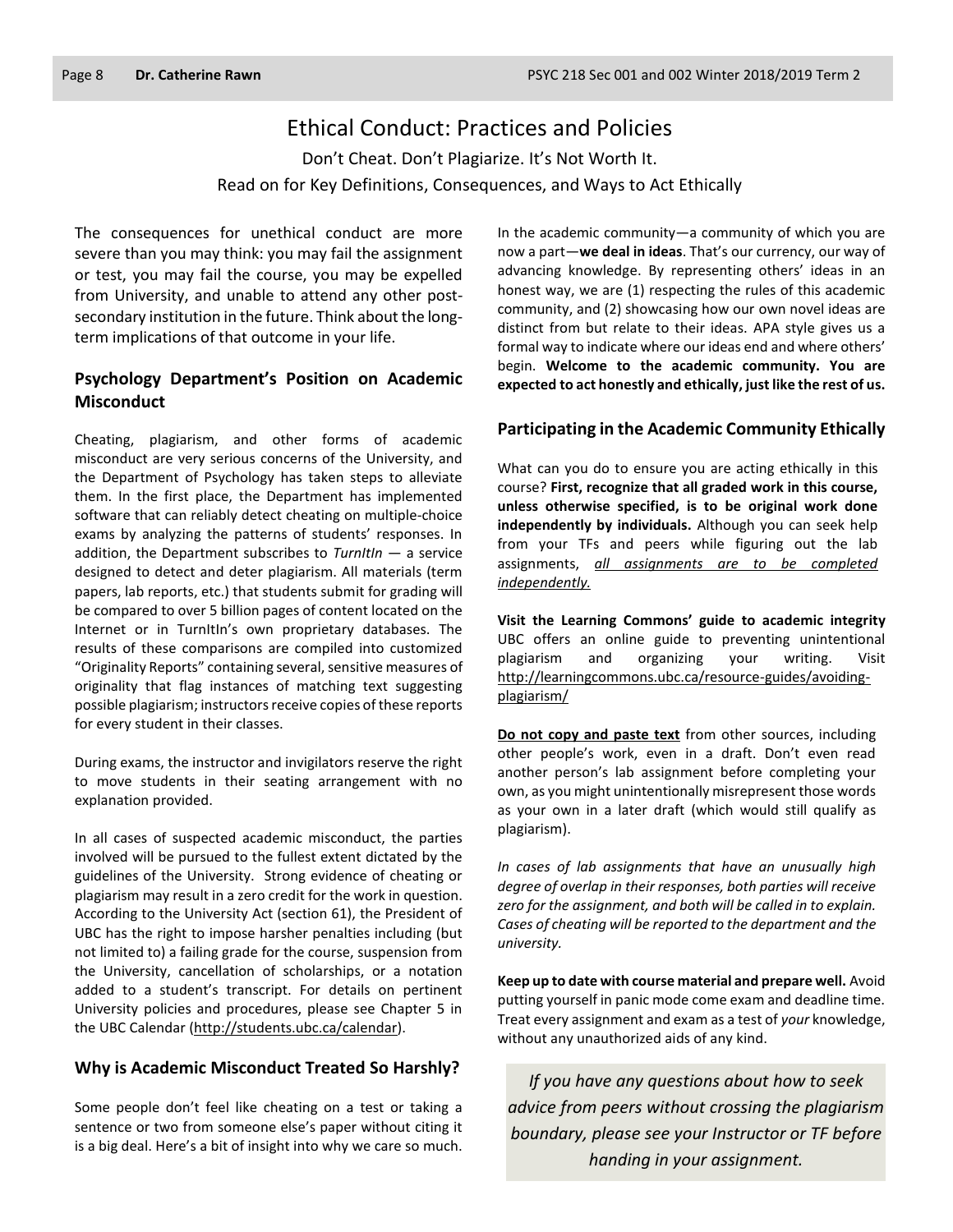# Ethical Conduct: Practices and Policies

Don't Cheat. Don't Plagiarize. It's Not Worth It.

Read on for Key Definitions, Consequences, and Ways to Act Ethically

The consequences for unethical conduct are more severe than you may think: you may fail the assignment or test, you may fail the course, you may be expelled from University, and unable to attend any other post-secondary institution in the future. Think about the long-term implications of that outcome in your life.

## Psychology Department's Position on Academic Misconduct

Cheating, plagiarism, and other forms of academic misconduct are very serious concerns of the University, and the Department of Psychology has taken steps to alleviate them. In the first place, the Department has implemented software that can reliably detect cheating on multiple-choice exams by analyzing the patterns of students' responses. In addition, the Department subscribes to *TurnItIn* — a service designed to detect and deter plagiarism. All materials (term papers, lab reports, etc.) that students submit for grading will be compared to over 5 billion pages of content located on the Internet or in TurnItIn's own proprietary databases. The results of these comparisons are compiled into customized "Originality Reports" containing several, sensitive measures of originality that flag instances of matching text suggesting possible plagiarism; instructors receive copies of these reports for every student in their classes.

During exams, the instructor and invigilators reserve the right to move students in their seating arrangement with no explanation provided.

In all cases of suspected academic misconduct, the parties involved will be pursued to the fullest extent dictated by the guidelines of the University. Strong evidence of cheating or plagiarism may result in a zero credit for the work in question. According to the University Act (section 61), the President of UBC has the right to impose harsher penalties including (but not limited to) a failing grade for the course, suspension from the University, cancellation of scholarships, or a notation added to a student's transcript. For details on pertinent University policies and procedures, please see Chapter 5 in the UBC Calendar (http://students.ubc.ca/calendar).

## Why is Academic Misconduct Treated So Harshly?

Some people don't feel like cheating on a test or taking a sentence or two from someone else's paper without citing it is a big deal. Here's a bit of insight into why we care so much.

In the academic community—a community of which you are now a part—**we deal in ideas**. That's our currency, our way of advancing knowledge. By representing others' ideas in an honest way, we are (1) respecting the rules of this academic community, and (2) showcasing how our own novel ideas are distinct from but relate to their ideas. APA style gives us a formal way to indicate where our ideas end and where others' begin. **Welcome to the academic community. You are expected to act honestly and ethically, just like the rest of us.**

## Participating in the Academic Community Ethically

What can you do to ensure you are acting ethically in this course? **First, recognize that all graded work in this course, unless otherwise specified, is to be original work done independently by individuals.** Although you can seek help from your TFs and peers while figuring out the lab assignments, *all assignments are to be completed independently.*

**Visit the Learning Commons' guide to academic integrity** UBC offers an online guide to preventing unintentional plagiarism and organizing your writing. Visit http://learningcommons.ubc.ca/resource-guides/avoiding-plagiarism/

**Do not copy and paste text** from other sources, including other people's work, even in a draft. Don't even read another person's lab assignment before completing your own, as you might unintentionally misrepresent those words as your own in a later draft (which would still qualify as plagiarism).

*In cases of lab assignments that have an unusually high degree of overlap in their responses, both parties will receive zero for the assignment, and both will be called in to explain. Cases of cheating will be reported to the department and the university.*

**Keep up to date with course material and prepare well.** Avoid putting yourself in panic mode come exam and deadline time. Treat every assignment and exam as a test of *your* knowledge, without any unauthorized aids of any kind.

*If you have any questions about how to seek advice from peers without crossing the plagiarism boundary, please see your Instructor or TF before handing in your assignment.*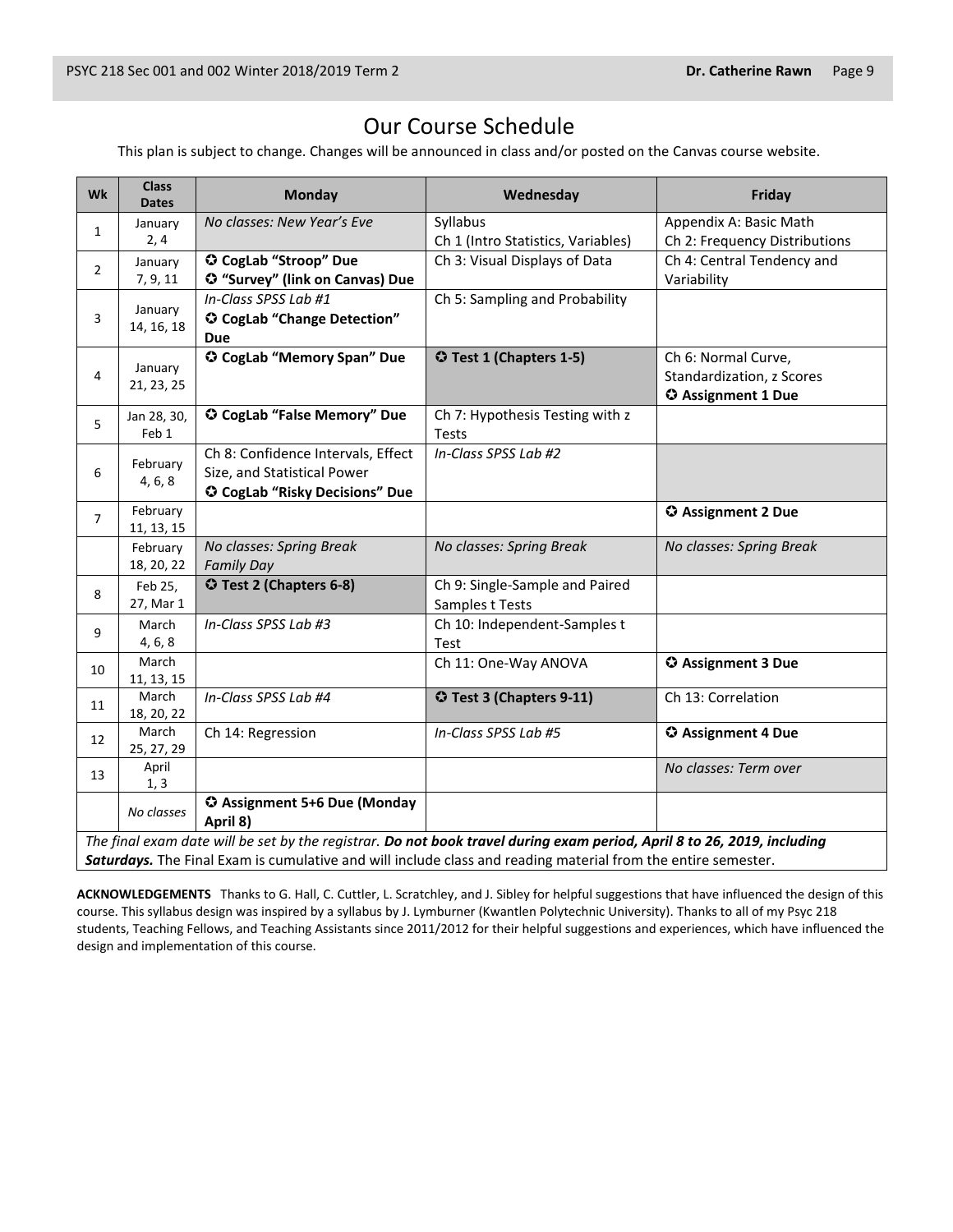# Our Course Schedule

This plan is subject to change. Changes will be announced in class and/or posted on the Canvas course website.

| Wk | Class Dates | Monday | Wednesday | Friday |
|---|---|---|---|---|
| 1 | January 2, 4 | *No classes: New Year's Eve* | Syllabus<br>Ch 1 (Intro Statistics, Variables) | Appendix A: Basic Math<br>Ch 2: Frequency Distributions |
| 2 | January 7, 9, 11 | **✪ CogLab "Stroop" Due**<br>**✪ "Survey" (link on Canvas) Due** | Ch 3: Visual Displays of Data | Ch 4: Central Tendency and Variability |
| 3 | January 14, 16, 18 | *In-Class SPSS Lab #1*<br>**✪ CogLab "Change Detection" Due** | Ch 5: Sampling and Probability | |
| 4 | January 21, 23, 25 | **✪ CogLab "Memory Span" Due** | **✪ Test 1 (Chapters 1-5)** | Ch 6: Normal Curve, Standardization, z Scores<br>**✪ Assignment 1 Due** |
| 5 | Jan 28, 30, Feb 1 | **✪ CogLab "False Memory" Due** | Ch 7: Hypothesis Testing with z Tests | |
| 6 | February 4, 6, 8 | Ch 8: Confidence Intervals, Effect Size, and Statistical Power<br>**✪ CogLab "Risky Decisions" Due** | *In-Class SPSS Lab #2* | |
| 7 | February 11, 13, 15 | | | **✪ Assignment 2 Due** |
| | February 18, 20, 22 | *No classes: Spring Break Family Day* | *No classes: Spring Break* | *No classes: Spring Break* |
| 8 | Feb 25, 27, Mar 1 | **✪ Test 2 (Chapters 6-8)** | Ch 9: Single-Sample and Paired Samples t Tests | |
| 9 | March 4, 6, 8 | *In-Class SPSS Lab #3* | Ch 10: Independent-Samples t Test | |
| 10 | March 11, 13, 15 | | Ch 11: One-Way ANOVA | **✪ Assignment 3 Due** |
| 11 | March 18, 20, 22 | *In-Class SPSS Lab #4* | **✪ Test 3 (Chapters 9-11)** | Ch 13: Correlation |
| 12 | March 25, 27, 29 | Ch 14: Regression | *In-Class SPSS Lab #5* | **✪ Assignment 4 Due** |
| 13 | April 1, 3 | | | *No classes: Term over* |
| | *No classes* | **✪ Assignment 5+6 Due (Monday April 8)** | | |

*The final exam date will be set by the registrar.* ***Do not book travel during exam period, April 8 to 26, 2019, including Saturdays.*** The Final Exam is cumulative and will include class and reading material from the entire semester.

**ACKNOWLEDGEMENTS** Thanks to G. Hall, C. Cuttler, L. Scratchley, and J. Sibley for helpful suggestions that have influenced the design of this course. This syllabus design was inspired by a syllabus by J. Lymburner (Kwantlen Polytechnic University). Thanks to all of my Psyc 218 students, Teaching Fellows, and Teaching Assistants since 2011/2012 for their helpful suggestions and experiences, which have influenced the design and implementation of this course.